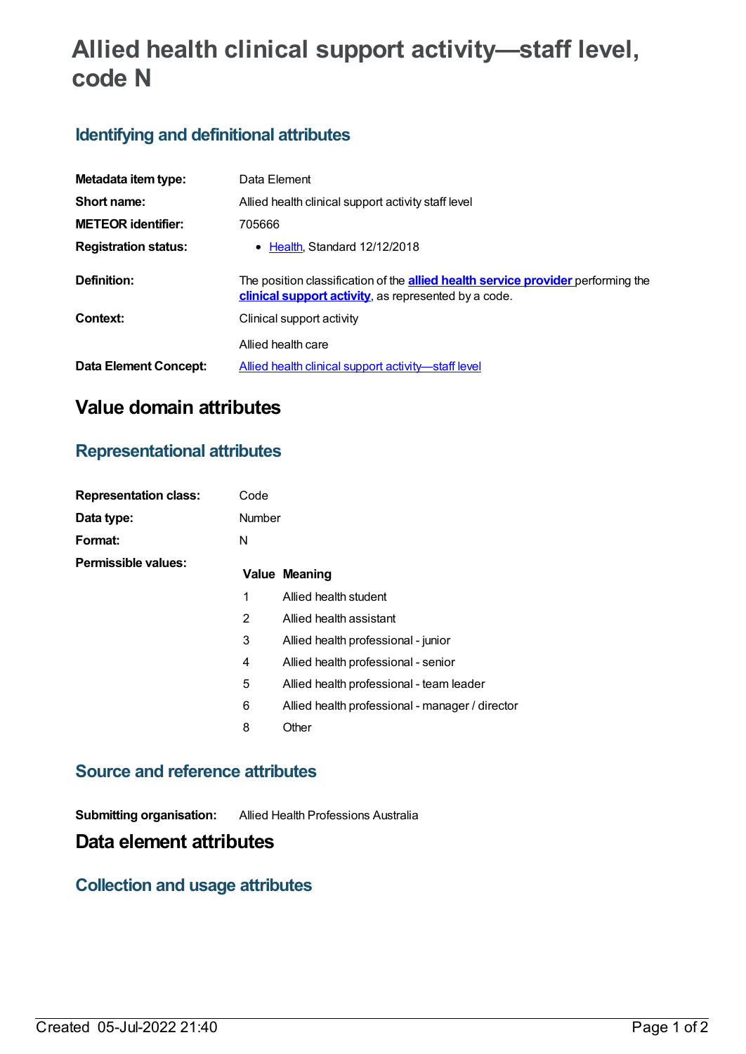# Allied health clinical support activity—staff level, code N

## Identifying and definitional attributes

| | |
|---|---|
| **Metadata item type:** | Data Element |
| **Short name:** | Allied health clinical support activity staff level |
| **METEOR identifier:** | 705666 |
| **Registration status:** | • Health, Standard 12/12/2018 |
| **Definition:** | The position classification of the **allied health service provider** performing the **clinical support activity**, as represented by a code. |
| **Context:** | Clinical support activity<br><br>Allied health care |
| **Data Element Concept:** | Allied health clinical support activity—staff level |

# Value domain attributes

## Representational attributes

| | |
|---|---|
| **Representation class:** | Code |
| **Data type:** | Number |
| **Format:** | N |
| **Permissible values:** | |

| Value | Meaning |
|---|---|
| 1 | Allied health student |
| 2 | Allied health assistant |
| 3 | Allied health professional - junior |
| 4 | Allied health professional - senior |
| 5 | Allied health professional - team leader |
| 6 | Allied health professional - manager / director |
| 8 | Other |

## Source and reference attributes

**Submitting organisation:** Allied Health Professions Australia

# Data element attributes

## Collection and usage attributes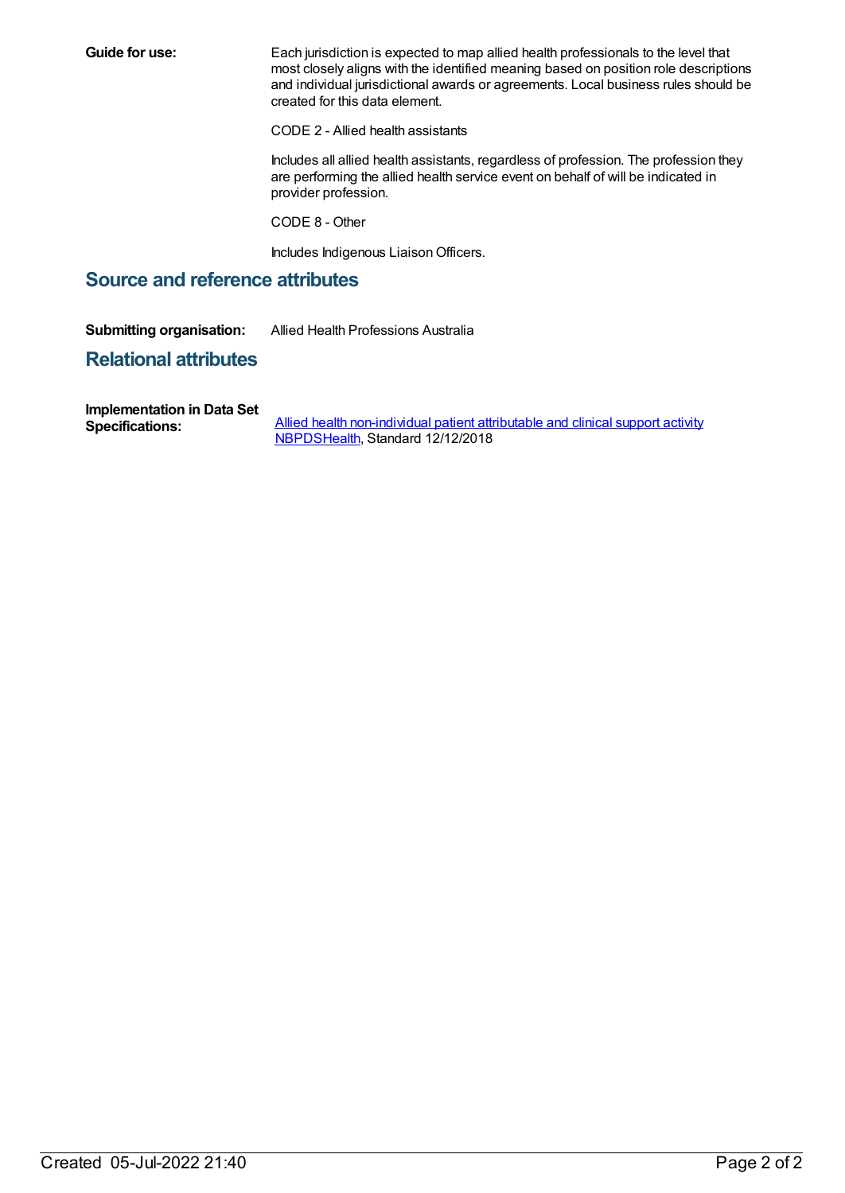**Guide for use:** Each jurisdiction is expected to map allied health professionals to the level that most closely aligns with the identified meaning based on position role descriptions and individual jurisdictional awards or agreements. Local business rules should be created for this data element.

CODE 2 - Allied health assistants

Includes all allied health assistants, regardless of profession. The profession they are performing the allied health service event on behalf of will be indicated in provider profession.

CODE 8 - Other

Includes Indigenous Liaison Officers.

## Source and reference attributes

**Submitting organisation:** Allied Health Professions Australia

## Relational attributes

**Implementation in Data Set Specifications:** Allied health non-individual patient attributable and clinical support activity NBPDSHealth, Standard 12/12/2018